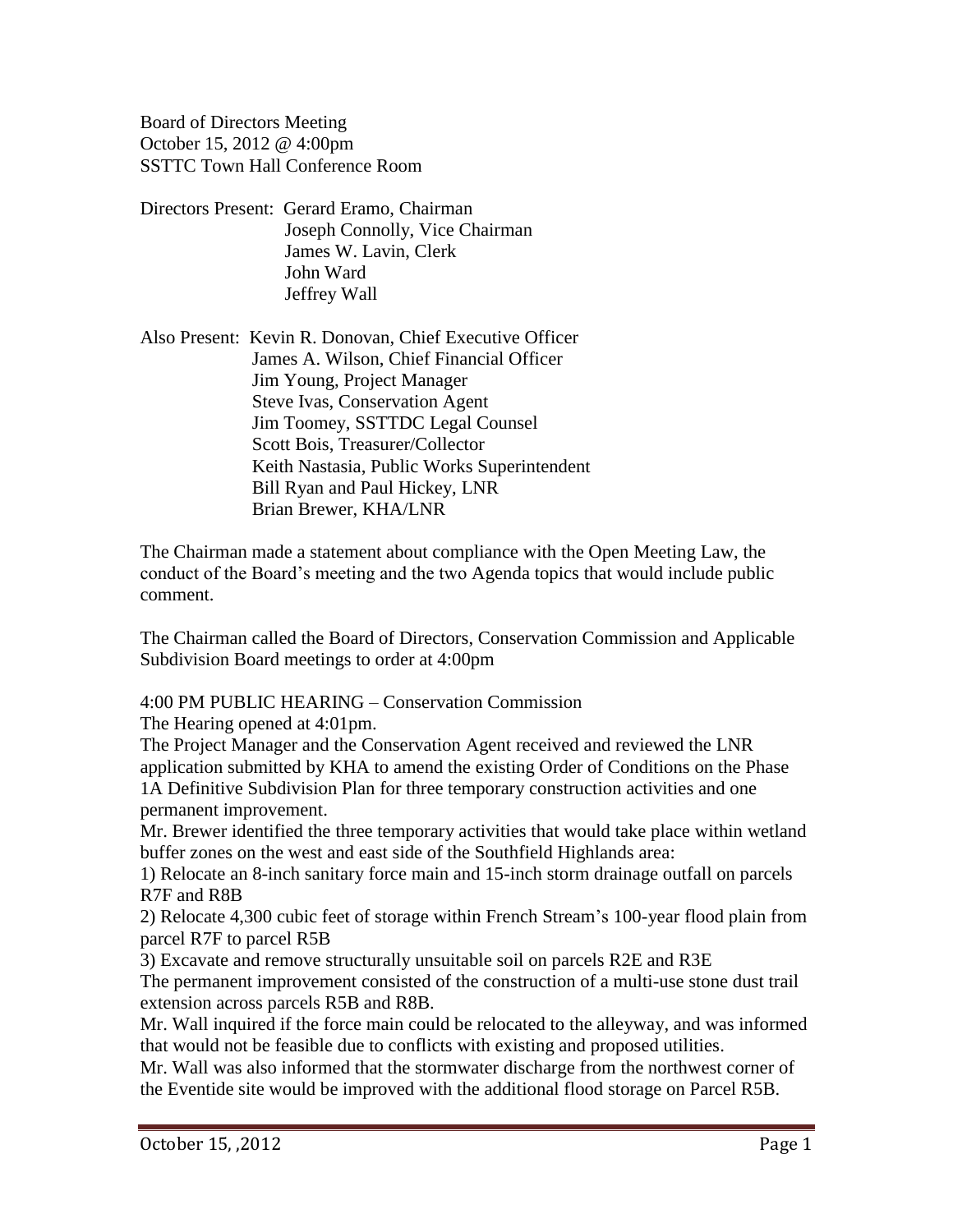Board of Directors Meeting
October 15, 2012 @ 4:00pm
SSTTC Town Hall Conference Room

Directors Present: Gerard Eramo, Chairman
Joseph Connolly, Vice Chairman
James W. Lavin, Clerk
John Ward
Jeffrey Wall

Also Present: Kevin R. Donovan, Chief Executive Officer
James A. Wilson, Chief Financial Officer
Jim Young, Project Manager
Steve Ivas, Conservation Agent
Jim Toomey, SSTTDC Legal Counsel
Scott Bois, Treasurer/Collector
Keith Nastasia, Public Works Superintendent
Bill Ryan and Paul Hickey, LNR
Brian Brewer, KHA/LNR

The Chairman made a statement about compliance with the Open Meeting Law, the conduct of the Board's meeting and the two Agenda topics that would include public comment.

The Chairman called the Board of Directors, Conservation Commission and Applicable Subdivision Board meetings to order at 4:00pm

4:00 PM PUBLIC HEARING – Conservation Commission

The Hearing opened at 4:01pm.

The Project Manager and the Conservation Agent received and reviewed the LNR application submitted by KHA to amend the existing Order of Conditions on the Phase 1A Definitive Subdivision Plan for three temporary construction activities and one permanent improvement.

Mr. Brewer identified the three temporary activities that would take place within wetland buffer zones on the west and east side of the Southfield Highlands area:

1) Relocate an 8-inch sanitary force main and 15-inch storm drainage outfall on parcels R7F and R8B
2) Relocate 4,300 cubic feet of storage within French Stream's 100-year flood plain from parcel R7F to parcel R5B
3) Excavate and remove structurally unsuitable soil on parcels R2E and R3E

The permanent improvement consisted of the construction of a multi-use stone dust trail extension across parcels R5B and R8B.

Mr. Wall inquired if the force main could be relocated to the alleyway, and was informed that would not be feasible due to conflicts with existing and proposed utilities.

Mr. Wall was also informed that the stormwater discharge from the northwest corner of the Eventide site would be improved with the additional flood storage on Parcel R5B.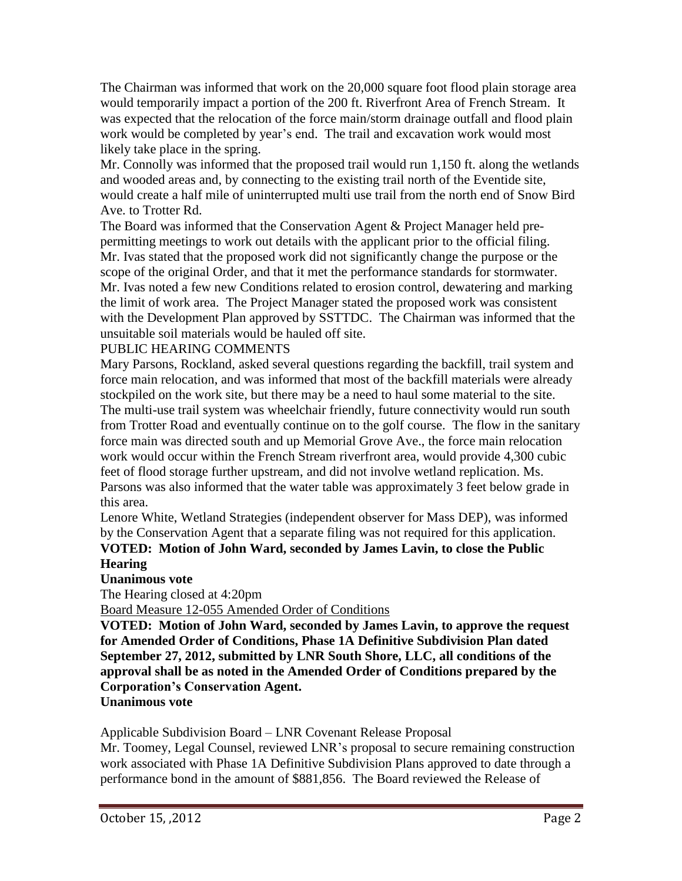The Chairman was informed that work on the 20,000 square foot flood plain storage area would temporarily impact a portion of the 200 ft. Riverfront Area of French Stream. It was expected that the relocation of the force main/storm drainage outfall and flood plain work would be completed by year's end. The trail and excavation work would most likely take place in the spring.

Mr. Connolly was informed that the proposed trail would run 1,150 ft. along the wetlands and wooded areas and, by connecting to the existing trail north of the Eventide site, would create a half mile of uninterrupted multi use trail from the north end of Snow Bird Ave. to Trotter Rd.

The Board was informed that the Conservation Agent & Project Manager held pre-permitting meetings to work out details with the applicant prior to the official filing.

Mr. Ivas stated that the proposed work did not significantly change the purpose or the scope of the original Order, and that it met the performance standards for stormwater.

Mr. Ivas noted a few new Conditions related to erosion control, dewatering and marking the limit of work area. The Project Manager stated the proposed work was consistent with the Development Plan approved by SSTTDC. The Chairman was informed that the unsuitable soil materials would be hauled off site.

PUBLIC HEARING COMMENTS

Mary Parsons, Rockland, asked several questions regarding the backfill, trail system and force main relocation, and was informed that most of the backfill materials were already stockpiled on the work site, but there may be a need to haul some material to the site. The multi-use trail system was wheelchair friendly, future connectivity would run south from Trotter Road and eventually continue on to the golf course. The flow in the sanitary force main was directed south and up Memorial Grove Ave., the force main relocation work would occur within the French Stream riverfront area, would provide 4,300 cubic feet of flood storage further upstream, and did not involve wetland replication. Ms. Parsons was also informed that the water table was approximately 3 feet below grade in this area.

Lenore White, Wetland Strategies (independent observer for Mass DEP), was informed by the Conservation Agent that a separate filing was not required for this application.

**VOTED: Motion of John Ward, seconded by James Lavin, to close the Public Hearing**

**Unanimous vote**

The Hearing closed at 4:20pm

Board Measure 12-055 Amended Order of Conditions

**VOTED: Motion of John Ward, seconded by James Lavin, to approve the request for Amended Order of Conditions, Phase 1A Definitive Subdivision Plan dated September 27, 2012, submitted by LNR South Shore, LLC, all conditions of the approval shall be as noted in the Amended Order of Conditions prepared by the Corporation's Conservation Agent.**

**Unanimous vote**

Applicable Subdivision Board – LNR Covenant Release Proposal

Mr. Toomey, Legal Counsel, reviewed LNR's proposal to secure remaining construction work associated with Phase 1A Definitive Subdivision Plans approved to date through a performance bond in the amount of $881,856. The Board reviewed the Release of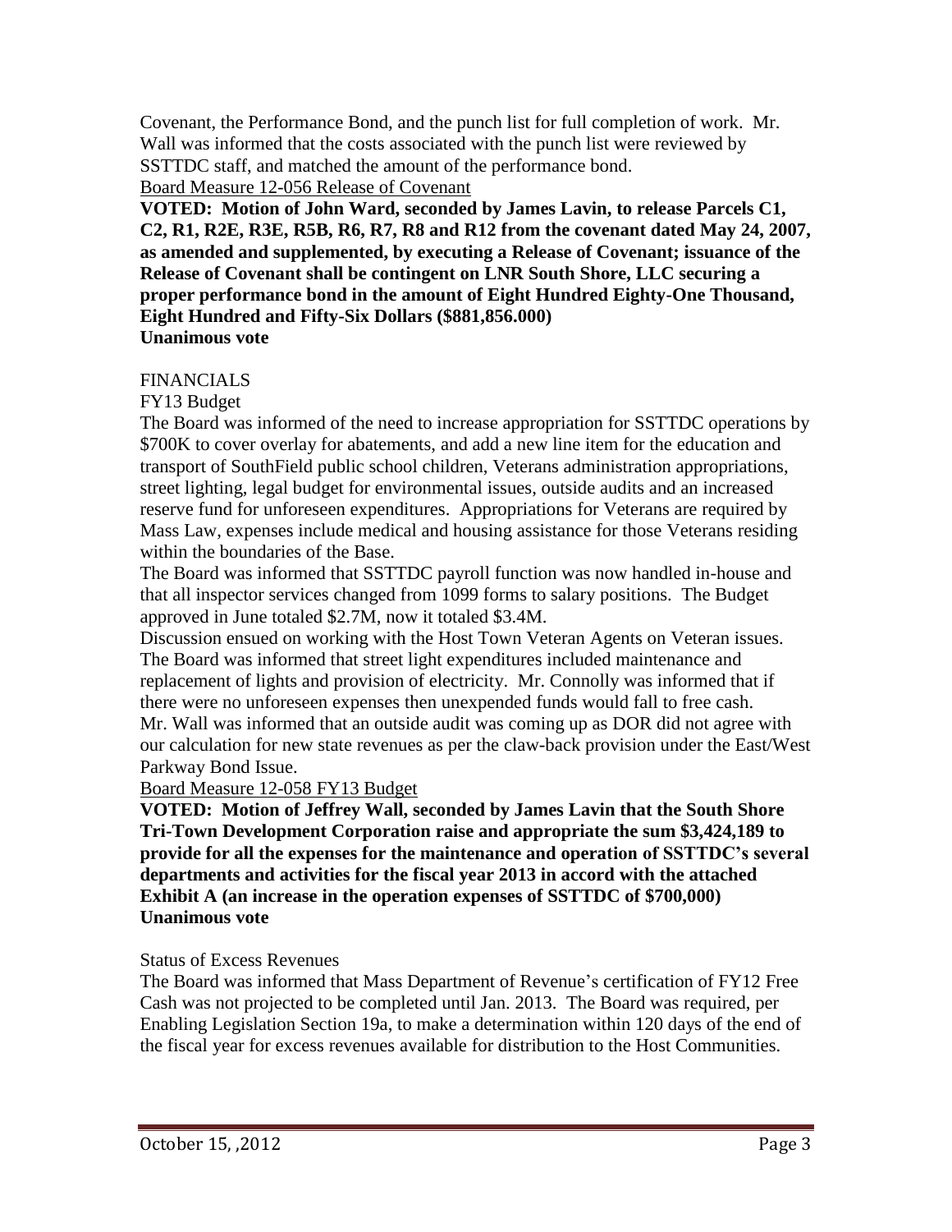Covenant, the Performance Bond, and the punch list for full completion of work. Mr. Wall was informed that the costs associated with the punch list were reviewed by SSTTDC staff, and matched the amount of the performance bond.

Board Measure 12-056 Release of Covenant

**VOTED: Motion of John Ward, seconded by James Lavin, to release Parcels C1, C2, R1, R2E, R3E, R5B, R6, R7, R8 and R12 from the covenant dated May 24, 2007, as amended and supplemented, by executing a Release of Covenant; issuance of the Release of Covenant shall be contingent on LNR South Shore, LLC securing a proper performance bond in the amount of Eight Hundred Eighty-One Thousand, Eight Hundred and Fifty-Six Dollars ($881,856.000)**
**Unanimous vote**

FINANCIALS

FY13 Budget

The Board was informed of the need to increase appropriation for SSTTDC operations by $700K to cover overlay for abatements, and add a new line item for the education and transport of SouthField public school children, Veterans administration appropriations, street lighting, legal budget for environmental issues, outside audits and an increased reserve fund for unforeseen expenditures. Appropriations for Veterans are required by Mass Law, expenses include medical and housing assistance for those Veterans residing within the boundaries of the Base.

The Board was informed that SSTTDC payroll function was now handled in-house and that all inspector services changed from 1099 forms to salary positions. The Budget approved in June totaled $2.7M, now it totaled $3.4M.

Discussion ensued on working with the Host Town Veteran Agents on Veteran issues. The Board was informed that street light expenditures included maintenance and replacement of lights and provision of electricity. Mr. Connolly was informed that if there were no unforeseen expenses then unexpended funds would fall to free cash. Mr. Wall was informed that an outside audit was coming up as DOR did not agree with our calculation for new state revenues as per the claw-back provision under the East/West Parkway Bond Issue.

Board Measure 12-058 FY13 Budget

**VOTED: Motion of Jeffrey Wall, seconded by James Lavin that the South Shore Tri-Town Development Corporation raise and appropriate the sum $3,424,189 to provide for all the expenses for the maintenance and operation of SSTTDC's several departments and activities for the fiscal year 2013 in accord with the attached Exhibit A (an increase in the operation expenses of SSTTDC of $700,000)**
**Unanimous vote**

Status of Excess Revenues

The Board was informed that Mass Department of Revenue's certification of FY12 Free Cash was not projected to be completed until Jan. 2013. The Board was required, per Enabling Legislation Section 19a, to make a determination within 120 days of the end of the fiscal year for excess revenues available for distribution to the Host Communities.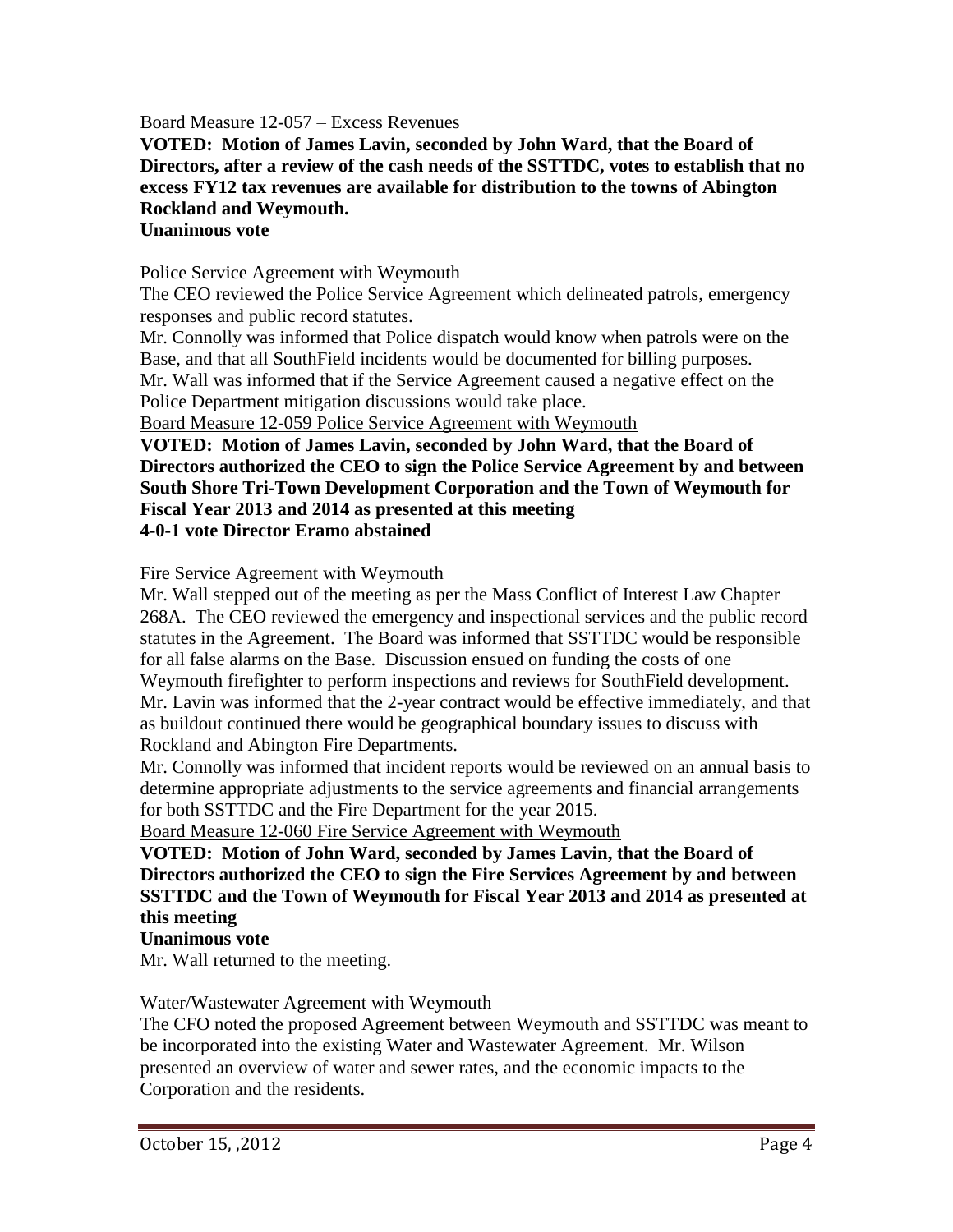Board Measure 12-057 – Excess Revenues

**VOTED: Motion of James Lavin, seconded by John Ward, that the Board of Directors, after a review of the cash needs of the SSTTDC, votes to establish that no excess FY12 tax revenues are available for distribution to the towns of Abington Rockland and Weymouth.**
**Unanimous vote**

Police Service Agreement with Weymouth

The CEO reviewed the Police Service Agreement which delineated patrols, emergency responses and public record statutes.

Mr. Connolly was informed that Police dispatch would know when patrols were on the Base, and that all SouthField incidents would be documented for billing purposes.

Mr. Wall was informed that if the Service Agreement caused a negative effect on the Police Department mitigation discussions would take place.

Board Measure 12-059 Police Service Agreement with Weymouth

**VOTED: Motion of James Lavin, seconded by John Ward, that the Board of Directors authorized the CEO to sign the Police Service Agreement by and between South Shore Tri-Town Development Corporation and the Town of Weymouth for Fiscal Year 2013 and 2014 as presented at this meeting**
**4-0-1 vote Director Eramo abstained**

Fire Service Agreement with Weymouth

Mr. Wall stepped out of the meeting as per the Mass Conflict of Interest Law Chapter 268A. The CEO reviewed the emergency and inspectional services and the public record statutes in the Agreement. The Board was informed that SSTTDC would be responsible for all false alarms on the Base. Discussion ensued on funding the costs of one Weymouth firefighter to perform inspections and reviews for SouthField development. Mr. Lavin was informed that the 2-year contract would be effective immediately, and that as buildout continued there would be geographical boundary issues to discuss with Rockland and Abington Fire Departments.

Mr. Connolly was informed that incident reports would be reviewed on an annual basis to determine appropriate adjustments to the service agreements and financial arrangements for both SSTTDC and the Fire Department for the year 2015.

Board Measure 12-060 Fire Service Agreement with Weymouth

**VOTED: Motion of John Ward, seconded by James Lavin, that the Board of Directors authorized the CEO to sign the Fire Services Agreement by and between SSTTDC and the Town of Weymouth for Fiscal Year 2013 and 2014 as presented at this meeting**
**Unanimous vote**

Mr. Wall returned to the meeting.

Water/Wastewater Agreement with Weymouth

The CFO noted the proposed Agreement between Weymouth and SSTTDC was meant to be incorporated into the existing Water and Wastewater Agreement. Mr. Wilson presented an overview of water and sewer rates, and the economic impacts to the Corporation and the residents.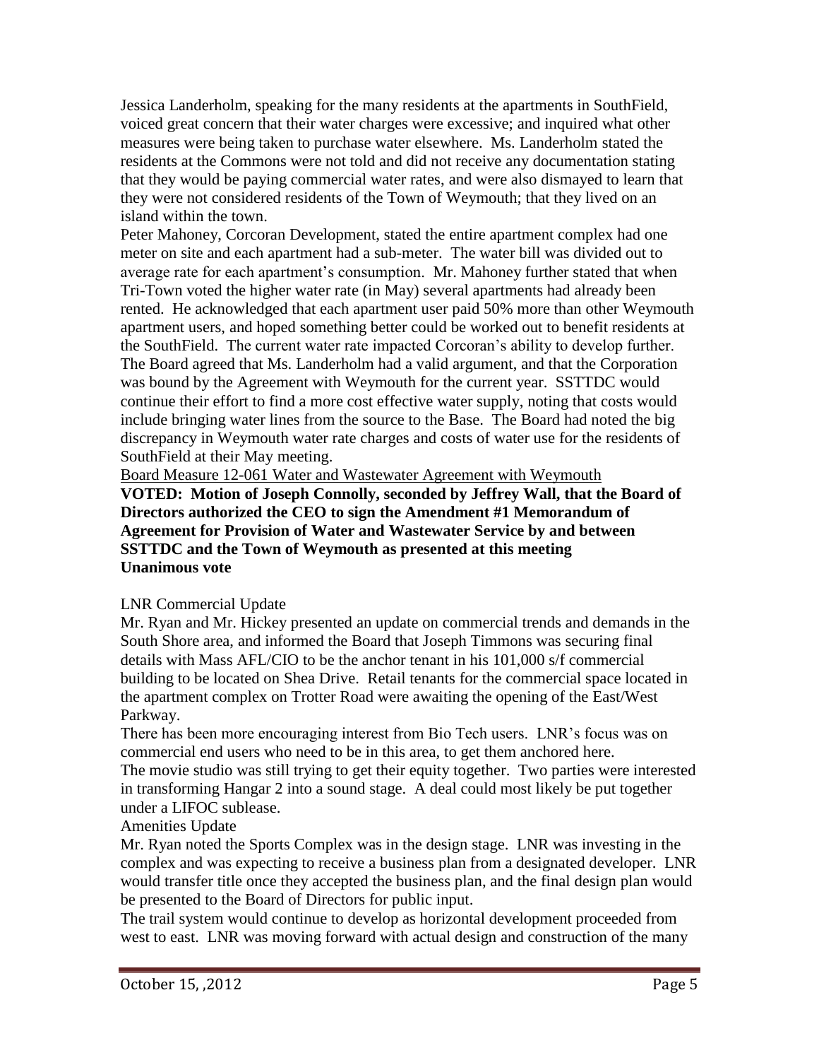Jessica Landerholm, speaking for the many residents at the apartments in SouthField, voiced great concern that their water charges were excessive; and inquired what other measures were being taken to purchase water elsewhere. Ms. Landerholm stated the residents at the Commons were not told and did not receive any documentation stating that they would be paying commercial water rates, and were also dismayed to learn that they were not considered residents of the Town of Weymouth; that they lived on an island within the town.

Peter Mahoney, Corcoran Development, stated the entire apartment complex had one meter on site and each apartment had a sub-meter. The water bill was divided out to average rate for each apartment's consumption. Mr. Mahoney further stated that when Tri-Town voted the higher water rate (in May) several apartments had already been rented. He acknowledged that each apartment user paid 50% more than other Weymouth apartment users, and hoped something better could be worked out to benefit residents at the SouthField. The current water rate impacted Corcoran's ability to develop further.

The Board agreed that Ms. Landerholm had a valid argument, and that the Corporation was bound by the Agreement with Weymouth for the current year. SSTTDC would continue their effort to find a more cost effective water supply, noting that costs would include bringing water lines from the source to the Base. The Board had noted the big discrepancy in Weymouth water rate charges and costs of water use for the residents of SouthField at their May meeting.

<u>Board Measure 12-061 Water and Wastewater Agreement with Weymouth</u>

**VOTED: Motion of Joseph Connolly, seconded by Jeffrey Wall, that the Board of Directors authorized the CEO to sign the Amendment #1 Memorandum of Agreement for Provision of Water and Wastewater Service by and between SSTTDC and the Town of Weymouth as presented at this meeting**
**Unanimous vote**

LNR Commercial Update

Mr. Ryan and Mr. Hickey presented an update on commercial trends and demands in the South Shore area, and informed the Board that Joseph Timmons was securing final details with Mass AFL/CIO to be the anchor tenant in his 101,000 s/f commercial building to be located on Shea Drive. Retail tenants for the commercial space located in the apartment complex on Trotter Road were awaiting the opening of the East/West Parkway.

There has been more encouraging interest from Bio Tech users. LNR's focus was on commercial end users who need to be in this area, to get them anchored here.

The movie studio was still trying to get their equity together. Two parties were interested in transforming Hangar 2 into a sound stage. A deal could most likely be put together under a LIFOC sublease.

Amenities Update

Mr. Ryan noted the Sports Complex was in the design stage. LNR was investing in the complex and was expecting to receive a business plan from a designated developer. LNR would transfer title once they accepted the business plan, and the final design plan would be presented to the Board of Directors for public input.

The trail system would continue to develop as horizontal development proceeded from west to east. LNR was moving forward with actual design and construction of the many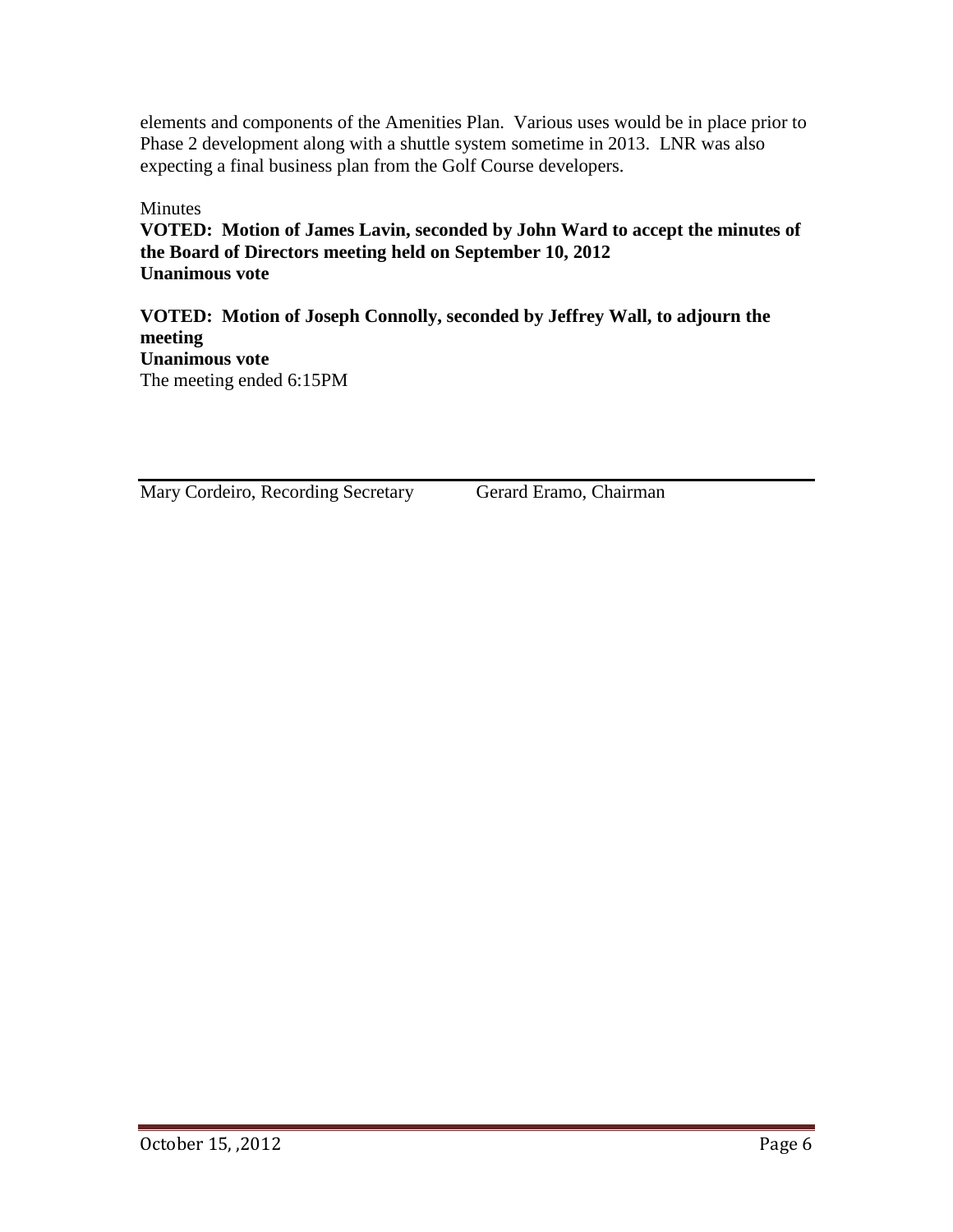elements and components of the Amenities Plan. Various uses would be in place prior to Phase 2 development along with a shuttle system sometime in 2013. LNR was also expecting a final business plan from the Golf Course developers.

Minutes

**VOTED: Motion of James Lavin, seconded by John Ward to accept the minutes of the Board of Directors meeting held on September 10, 2012**
**Unanimous vote**

**VOTED: Motion of Joseph Connolly, seconded by Jeffrey Wall, to adjourn the meeting**
**Unanimous vote**
The meeting ended 6:15PM

Mary Cordeiro, Recording Secretary          Gerard Eramo, Chairman